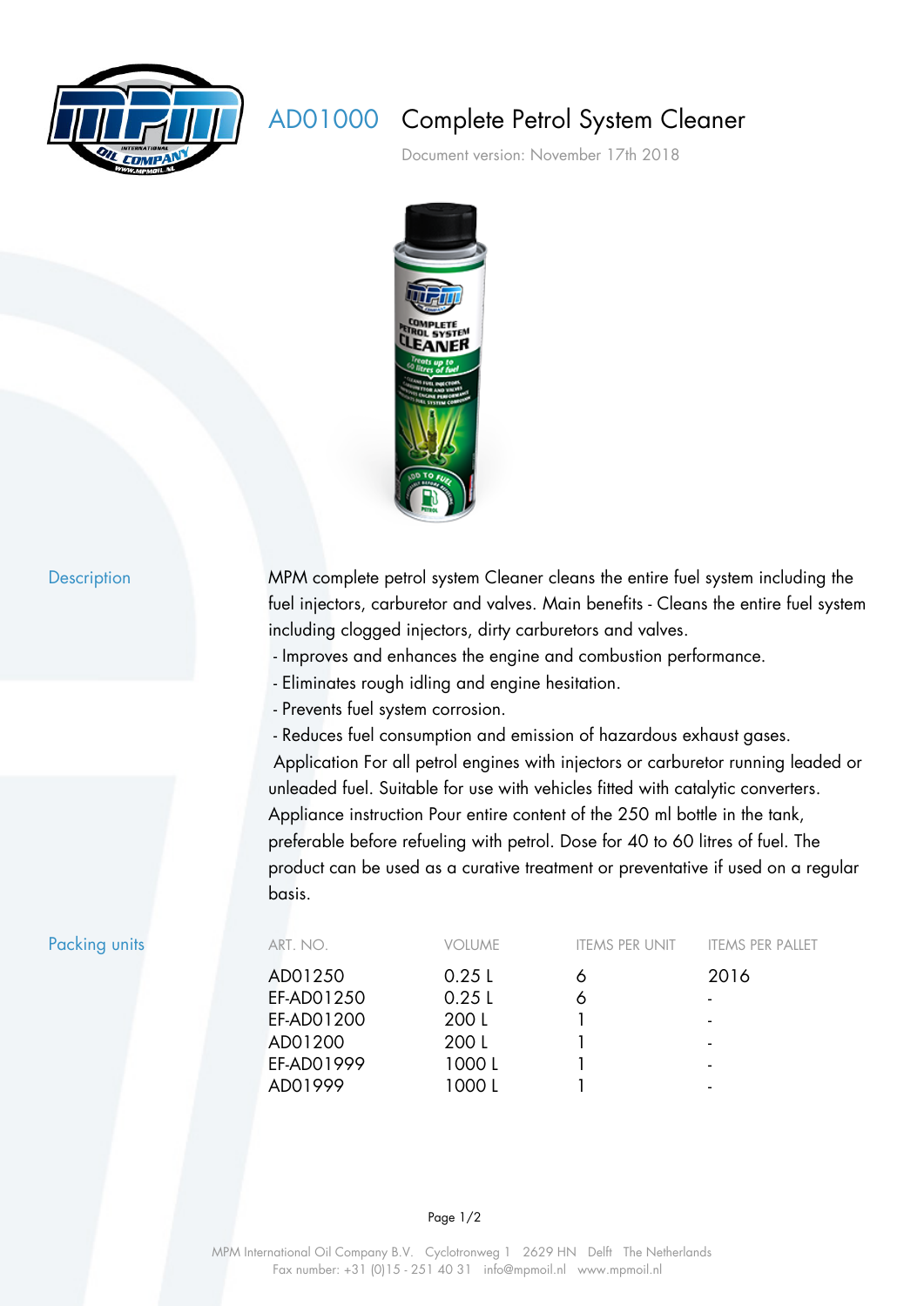# AD01000 Complete Petrol System Cleaner

Document version: November 17th 2018

## Description

MPM complete petrol system Cleaner cleans the entire fuel system including the fuel injectors, carburetor and valves. Main benefits - Cleans the entire fuel system including clogged injectors, dirty carburetors and valves.

- Improves and enhances the engine and combustion performance.
- Eliminates rough idling and engine hesitation.
- Prevents fuel system corrosion.
- Reduces fuel consumption and emission of hazardous exhaust gases.

Application For all petrol engines with injectors or carburetor running leaded or unleaded fuel. Suitable for use with vehicles fitted with catalytic converters. Appliance instruction Pour entire content of the 250 ml bottle in the tank, preferable before refueling with petrol. Dose for 40 to 60 litres of fuel. The product can be used as a curative treatment or preventative if used on a regular basis.

## Packing units

| ART. NO. | VOLUME | ITEMS PER UNIT | ITEMS PER PALLET |
|---|---|---|---|
| AD01250 | 0.25 L | 6 | 2016 |
| EF-AD01250 | 0.25 L | 6 | - |
| EF-AD01200 | 200 L | 1 | - |
| AD01200 | 200 L | 1 | - |
| EF-AD01999 | 1000 L | 1 | - |
| AD01999 | 1000 L | 1 | - |

MPM International Oil Company B.V. Cyclotronweg 1 2629 HN Delft The Netherlands
Fax number: +31 (0)15 - 251 40 31 info@mpmoil.nl www.mpmoil.nl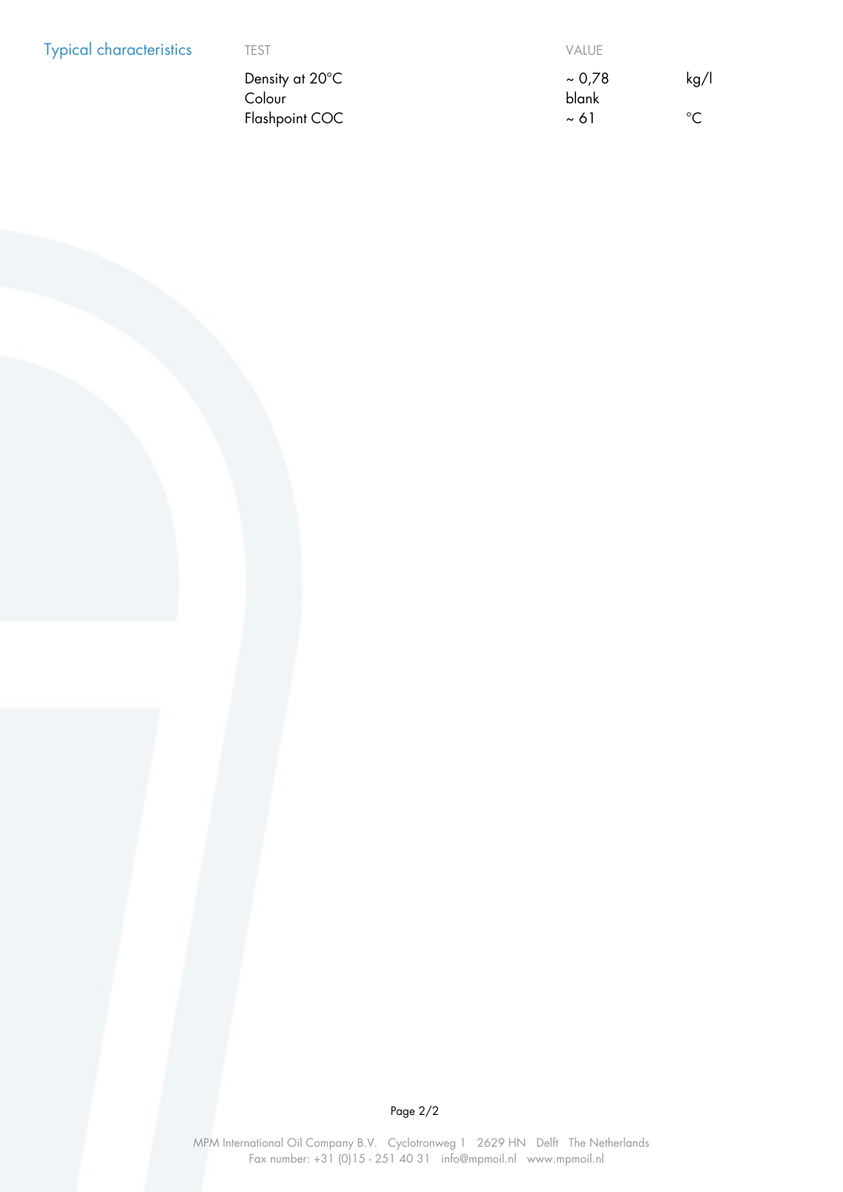## Typical characteristics

| TEST | VALUE | |
|---|---|---|
| Density at 20°C | ~ 0,78 | kg/l |
| Colour | blank | |
| Flashpoint COC | ~ 61 | °C |

MPM International Oil Company B.V. Cyclotronweg 1 2629 HN Delft The Netherlands
Fax number: +31 (0)15 - 251 40 31 info@mpmoil.nl www.mpmoil.nl